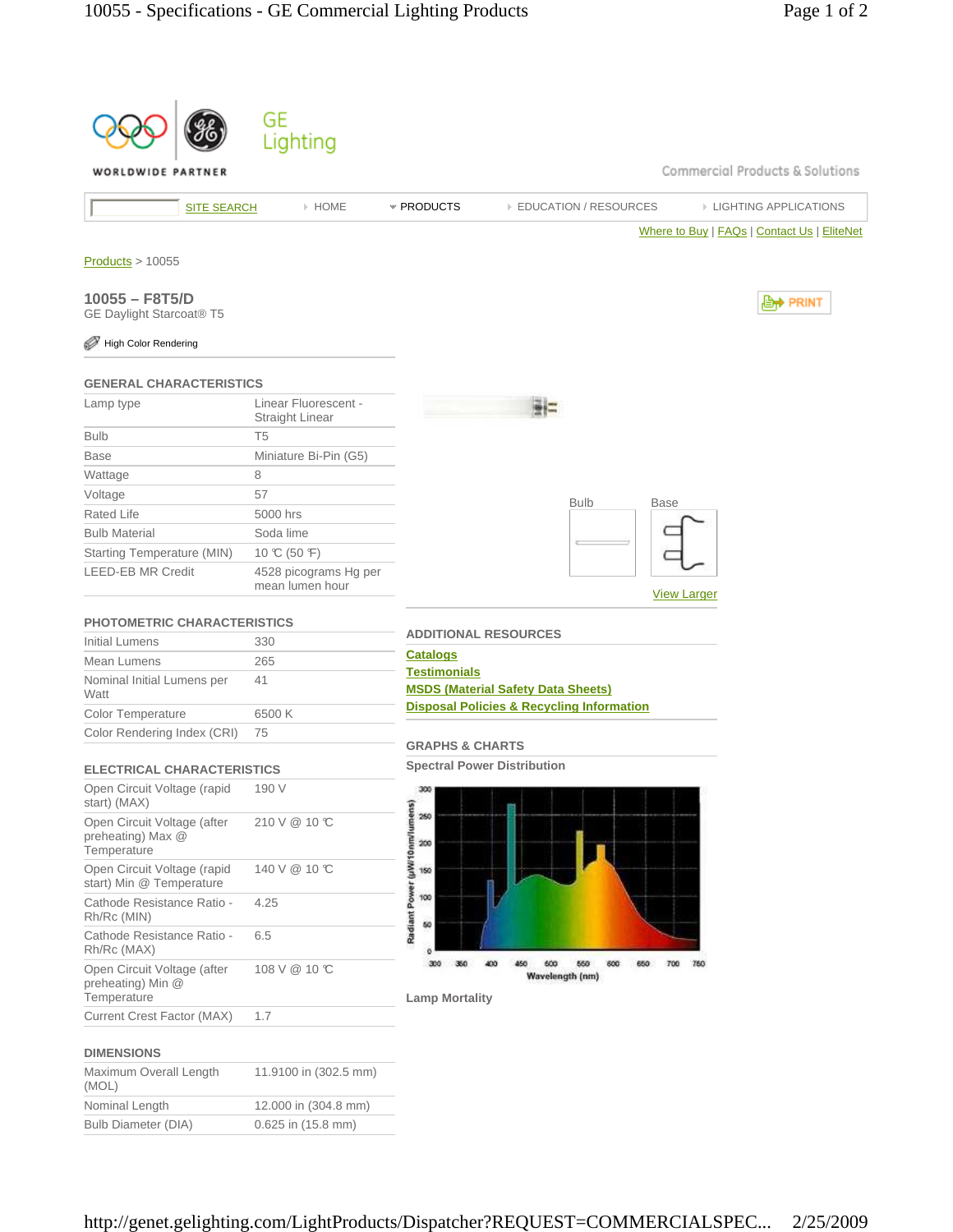GE Lighting

WORLDWIDE PARTNER

Commercial Products & Solutions

SITE SEARCH | HOME | PRODUCTS | EDUCATION / RESOURCES | LIGHTING APPLICATIONS

Where to Buy | FAQs | Contact Us | EliteNet

Products > 10055

## 10055 – F8T5/D

GE Daylight Starcoat® T5

PRINT

High Color Rendering

### GENERAL CHARACTERISTICS

| | |
|---|---|
| Lamp type | Linear Fluorescent - Straight Linear |
| Bulb | T5 |
| Base | Miniature Bi-Pin (G5) |
| Wattage | 8 |
| Voltage | 57 |
| Rated Life | 5000 hrs |
| Bulb Material | Soda lime |
| Starting Temperature (MIN) | 10 ℃ (50 ℉) |
| LEED-EB MR Credit | 4528 picograms Hg per mean lumen hour |

Bulb | Base

View Larger

### PHOTOMETRIC CHARACTERISTICS

| | |
|---|---|
| Initial Lumens | 330 |
| Mean Lumens | 265 |
| Nominal Initial Lumens per Watt | 41 |
| Color Temperature | 6500 K |
| Color Rendering Index (CRI) | 75 |

### ELECTRICAL CHARACTERISTICS

| | |
|---|---|
| Open Circuit Voltage (rapid start) (MAX) | 190 V |
| Open Circuit Voltage (after preheating) Max @ Temperature | 210 V @ 10 ℃ |
| Open Circuit Voltage (rapid start) Min @ Temperature | 140 V @ 10 ℃ |
| Cathode Resistance Ratio - Rh/Rc (MIN) | 4.25 |
| Cathode Resistance Ratio - Rh/Rc (MAX) | 6.5 |
| Open Circuit Voltage (after preheating) Min @ Temperature | 108 V @ 10 ℃ |
| Current Crest Factor (MAX) | 1.7 |

### DIMENSIONS

| | |
|---|---|
| Maximum Overall Length (MOL) | 11.9100 in (302.5 mm) |
| Nominal Length | 12.000 in (304.8 mm) |
| Bulb Diameter (DIA) | 0.625 in (15.8 mm) |

### ADDITIONAL RESOURCES

- Catalogs
- Testimonials
- MSDS (Material Safety Data Sheets)
- Disposal Policies & Recycling Information

### GRAPHS & CHARTS

**Spectral Power Distribution**

Radiant Power (µW/10nm/lumens) vs. Wavelength (nm)

**Lamp Mortality**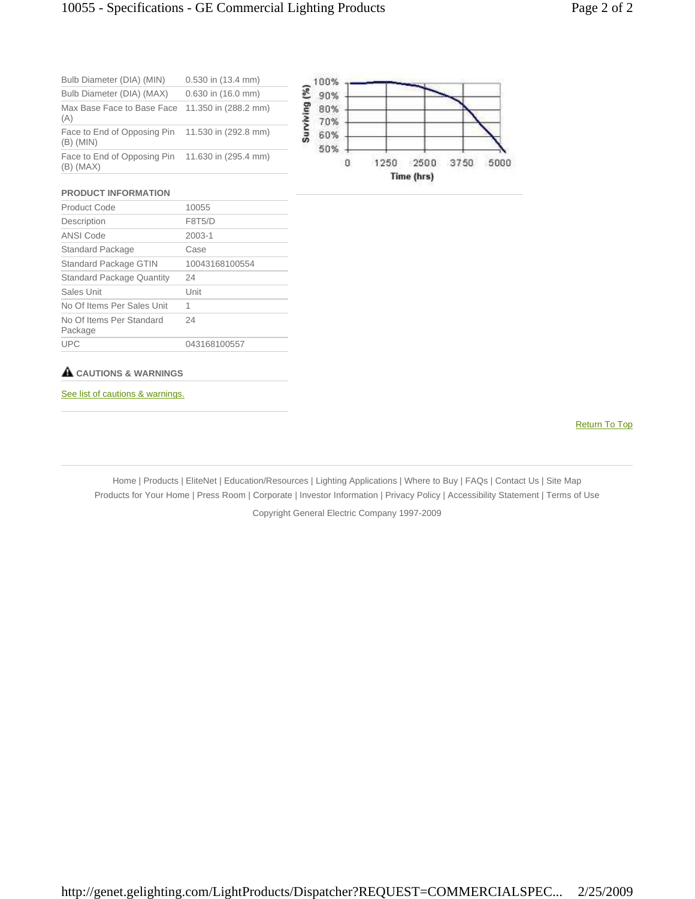| | |
|---|---|
| Bulb Diameter (DIA) (MIN) | 0.530 in (13.4 mm) |
| Bulb Diameter (DIA) (MAX) | 0.630 in (16.0 mm) |
| Max Base Face to Base Face (A) | 11.350 in (288.2 mm) |
| Face to End of Opposing Pin (B) (MIN) | 11.530 in (292.8 mm) |
| Face to End of Opposing Pin (B) (MAX) | 11.630 in (295.4 mm) |

Surviving (%)
100%
90%
80%
70%
60%
50%
0
1250
2500
3750
5000
Time (hrs)

**PRODUCT INFORMATION**

| | |
|---|---|
| Product Code | 10055 |
| Description | F8T5/D |
| ANSI Code | 2003-1 |
| Standard Package | Case |
| Standard Package GTIN | 10043168100554 |
| Standard Package Quantity | 24 |
| Sales Unit | Unit |
| No Of Items Per Sales Unit | 1 |
| No Of Items Per Standard Package | 24 |
| UPC | 043168100557 |

**CAUTIONS & WARNINGS**

See list of cautions & warnings.

Return To Top

Home | Products | EliteNet | Education/Resources | Lighting Applications | Where to Buy | FAQs | Contact Us | Site Map
Products for Your Home | Press Room | Corporate | Investor Information | Privacy Policy | Accessibility Statement | Terms of Use

Copyright General Electric Company 1997-2009